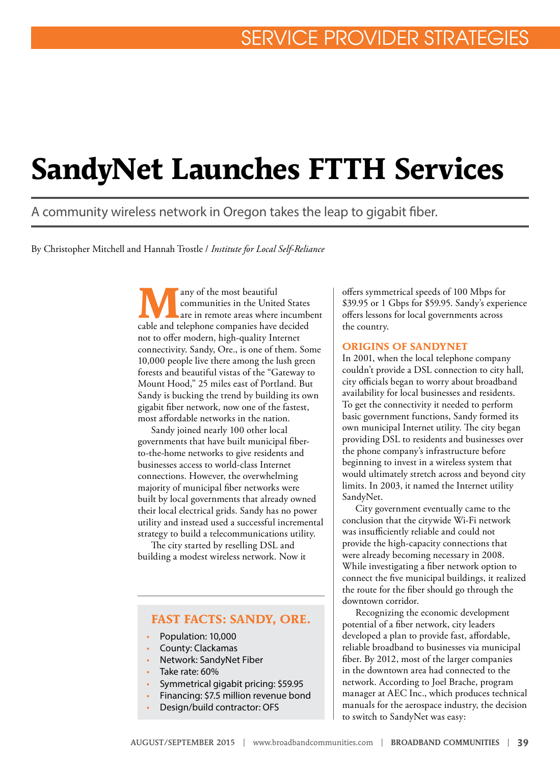SERVICE PROVIDER STRATEGIES

# SandyNet Launches FTTH Services

A community wireless network in Oregon takes the leap to gigabit fiber.

By Christopher Mitchell and Hannah Trostle / *Institute for Local Self-Reliance*

Many of the most beautiful communities in the United States are in remote areas where incumbent cable and telephone companies have decided not to offer modern, high-quality Internet connectivity. Sandy, Ore., is one of them. Some 10,000 people live there among the lush green forests and beautiful vistas of the "Gateway to Mount Hood," 25 miles east of Portland. But Sandy is bucking the trend by building its own gigabit fiber network, now one of the fastest, most affordable networks in the nation.

Sandy joined nearly 100 other local governments that have built municipal fiber-to-the-home networks to give residents and businesses access to world-class Internet connections. However, the overwhelming majority of municipal fiber networks were built by local governments that already owned their local electrical grids. Sandy has no power utility and instead used a successful incremental strategy to build a telecommunications utility.

The city started by reselling DSL and building a modest wireless network. Now it offers symmetrical speeds of 100 Mbps for $39.95 or 1 Gbps for $59.95. Sandy's experience offers lessons for local governments across the country.

### FAST FACTS: SANDY, ORE.

- Population: 10,000
- County: Clackamas
- Network: SandyNet Fiber
- Take rate: 60%
- Symmetrical gigabit pricing: $59.95
- Financing: $7.5 million revenue bond
- Design/build contractor: OFS

## ORIGINS OF SANDYNET

In 2001, when the local telephone company couldn't provide a DSL connection to city hall, city officials began to worry about broadband availability for local businesses and residents. To get the connectivity it needed to perform basic government functions, Sandy formed its own municipal Internet utility. The city began providing DSL to residents and businesses over the phone company's infrastructure before beginning to invest in a wireless system that would ultimately stretch across and beyond city limits. In 2003, it named the Internet utility SandyNet.

City government eventually came to the conclusion that the citywide Wi-Fi network was insufficiently reliable and could not provide the high-capacity connections that were already becoming necessary in 2008. While investigating a fiber network option to connect the five municipal buildings, it realized the route for the fiber should go through the downtown corridor.

Recognizing the economic development potential of a fiber network, city leaders developed a plan to provide fast, affordable, reliable broadband to businesses via municipal fiber. By 2012, most of the larger companies in the downtown area had connected to the network. According to Joel Brache, program manager at AEC Inc., which produces technical manuals for the aerospace industry, the decision to switch to SandyNet was easy: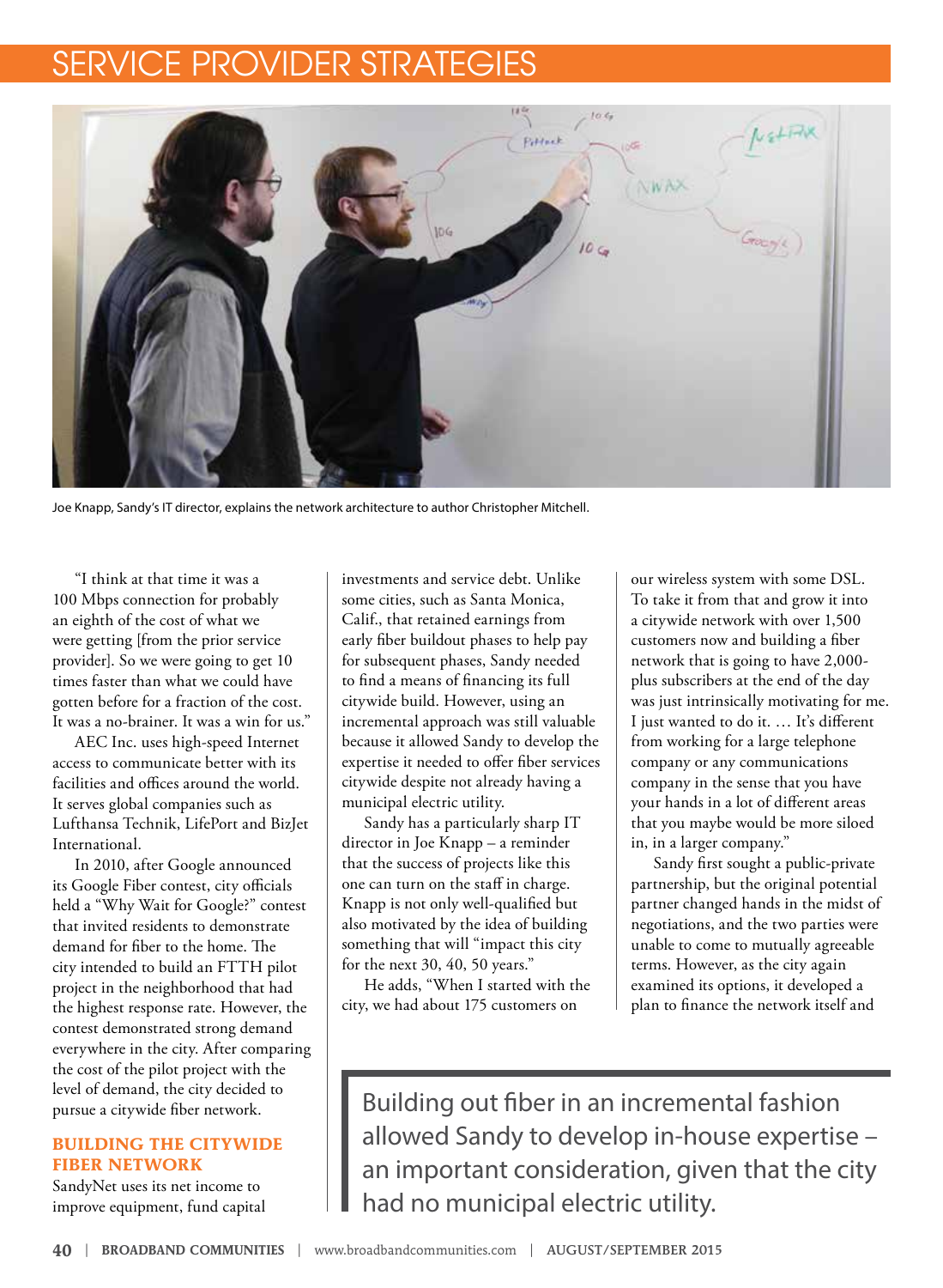Joe Knapp, Sandy's IT director, explains the network architecture to author Christopher Mitchell.

"I think at that time it was a 100 Mbps connection for probably an eighth of the cost of what we were getting [from the prior service provider]. So we were going to get 10 times faster than what we could have gotten before for a fraction of the cost. It was a no-brainer. It was a win for us."

AEC Inc. uses high-speed Internet access to communicate better with its facilities and offices around the world. It serves global companies such as Lufthansa Technik, LifePort and BizJet International.

In 2010, after Google announced its Google Fiber contest, city officials held a "Why Wait for Google?" contest that invited residents to demonstrate demand for fiber to the home. The city intended to build an FTTH pilot project in the neighborhood that had the highest response rate. However, the contest demonstrated strong demand everywhere in the city. After comparing the cost of the pilot project with the level of demand, the city decided to pursue a citywide fiber network.

## BUILDING THE CITYWIDE FIBER NETWORK

SandyNet uses its net income to improve equipment, fund capital investments and service debt. Unlike some cities, such as Santa Monica, Calif., that retained earnings from early fiber buildout phases to help pay for subsequent phases, Sandy needed to find a means of financing its full citywide build. However, using an incremental approach was still valuable because it allowed Sandy to develop the expertise it needed to offer fiber services citywide despite not already having a municipal electric utility.

Sandy has a particularly sharp IT director in Joe Knapp – a reminder that the success of projects like this one can turn on the staff in charge. Knapp is not only well-qualified but also motivated by the idea of building something that will "impact this city for the next 30, 40, 50 years."

He adds, "When I started with the city, we had about 175 customers on our wireless system with some DSL. To take it from that and grow it into a citywide network with over 1,500 customers now and building a fiber network that is going to have 2,000-plus subscribers at the end of the day was just intrinsically motivating for me. I just wanted to do it. … It's different from working for a large telephone company or any communications company in the sense that you have your hands in a lot of different areas that you maybe would be more siloed in, in a larger company."

Sandy first sought a public-private partnership, but the original potential partner changed hands in the midst of negotiations, and the two parties were unable to come to mutually agreeable terms. However, as the city again examined its options, it developed a plan to finance the network itself and

> Building out fiber in an incremental fashion allowed Sandy to develop in-house expertise – an important consideration, given that the city had no municipal electric utility.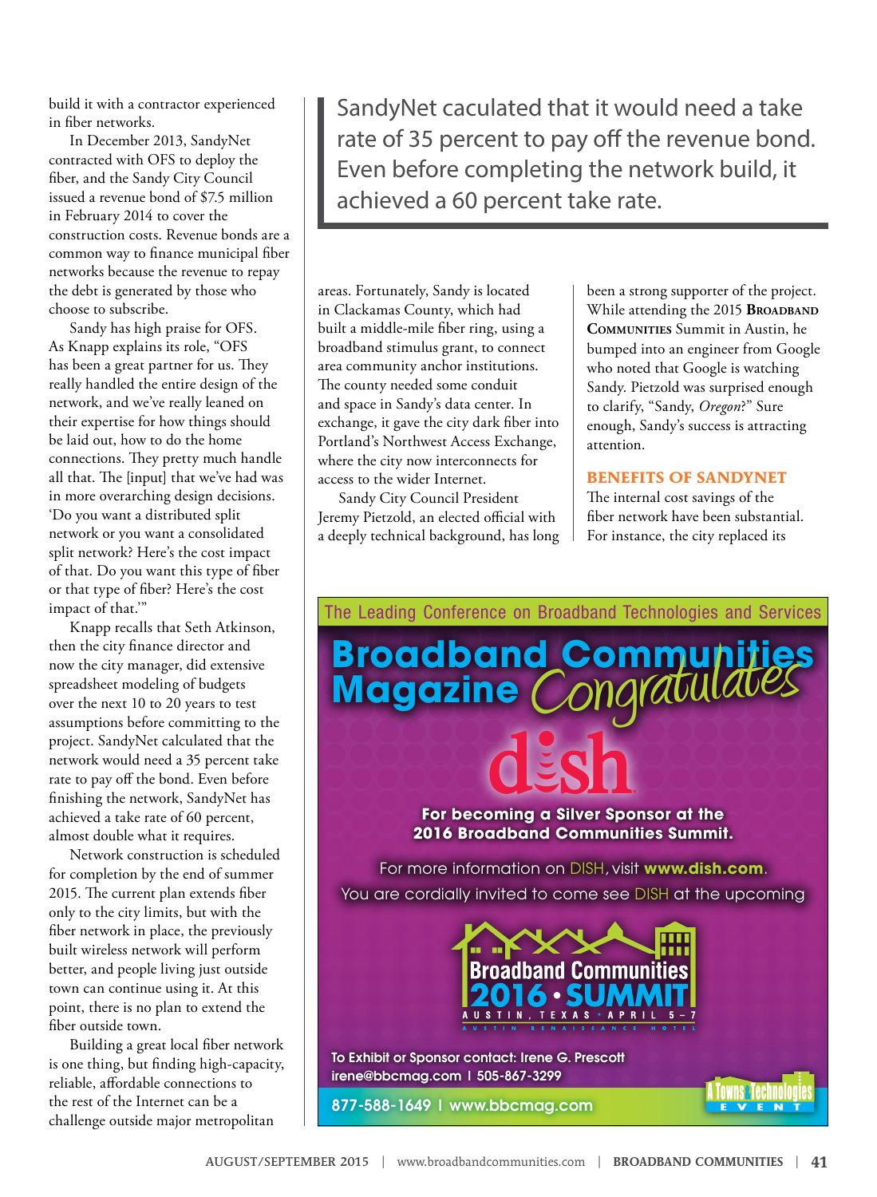build it with a contractor experienced in fiber networks.

In December 2013, SandyNet contracted with OFS to deploy the fiber, and the Sandy City Council issued a revenue bond of $7.5 million in February 2014 to cover the construction costs. Revenue bonds are a common way to finance municipal fiber networks because the revenue to repay the debt is generated by those who choose to subscribe.

Sandy has high praise for OFS. As Knapp explains its role, "OFS has been a great partner for us. They really handled the entire design of the network, and we've really leaned on their expertise for how things should be laid out, how to do the home connections. They pretty much handle all that. The [input] that we've had was in more overarching design decisions. 'Do you want a distributed split network or you want a consolidated split network? Here's the cost impact of that. Do you want this type of fiber or that type of fiber? Here's the cost impact of that.'"

Knapp recalls that Seth Atkinson, then the city finance director and now the city manager, did extensive spreadsheet modeling of budgets over the next 10 to 20 years to test assumptions before committing to the project. SandyNet calculated that the network would need a 35 percent take rate to pay off the bond. Even before finishing the network, SandyNet has achieved a take rate of 60 percent, almost double what it requires.

> SandyNet caculated that it would need a take rate of 35 percent to pay off the revenue bond. Even before completing the network build, it achieved a 60 percent take rate.

Network construction is scheduled for completion by the end of summer 2015. The current plan extends fiber only to the city limits, but with the fiber network in place, the previously built wireless network will perform better, and people living just outside town can continue using it. At this point, there is no plan to extend the fiber outside town.

Building a great local fiber network is one thing, but finding high-capacity, reliable, affordable connections to the rest of the Internet can be a challenge outside major metropolitan areas. Fortunately, Sandy is located in Clackamas County, which had built a middle-mile fiber ring, using a broadband stimulus grant, to connect area community anchor institutions. The county needed some conduit and space in Sandy's data center. In exchange, it gave the city dark fiber into Portland's Northwest Access Exchange, where the city now interconnects for access to the wider Internet.

Sandy City Council President Jeremy Pietzold, an elected official with a deeply technical background, has long been a strong supporter of the project. While attending the 2015 **Broadband Communities** Summit in Austin, he bumped into an engineer from Google who noted that Google is watching Sandy. Pietzold was surprised enough to clarify, "Sandy, *Oregon*?" Sure enough, Sandy's success is attracting attention.

## BENEFITS OF SANDYNET

The internal cost savings of the fiber network have been substantial. For instance, the city replaced its

---

The Leading Conference on Broadband Technologies and Services

**Broadband Communities Magazine Congratulates dish**

**For becoming a Silver Sponsor at the 2016 Broadband Communities Summit.**

For more information on DISH, visit **www.dish.com**.

You are cordially invited to come see DISH at the upcoming

**Broadband Communities 2016 • SUMMIT**
AUSTIN, TEXAS • APRIL 5 – 7
AUSTIN RENAISSANCE HOTEL

To Exhibit or Sponsor contact: Irene G. Prescott
irene@bbcmag.com | 505-867-3299

877-588-1649 | www.bbcmag.com

A Towns & Technologies EVENT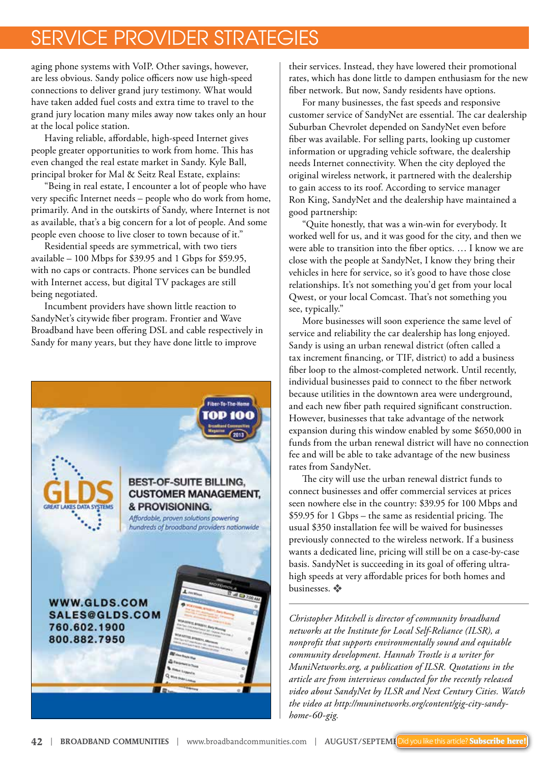aging phone systems with VoIP. Other savings, however, are less obvious. Sandy police officers now use high-speed connections to deliver grand jury testimony. What would have taken added fuel costs and extra time to travel to the grand jury location many miles away now takes only an hour at the local police station.

Having reliable, affordable, high-speed Internet gives people greater opportunities to work from home. This has even changed the real estate market in Sandy. Kyle Ball, principal broker for Mal & Seitz Real Estate, explains:

"Being in real estate, I encounter a lot of people who have very specific Internet needs – people who do work from home, primarily. And in the outskirts of Sandy, where Internet is not as available, that's a big concern for a lot of people. And some people even choose to live closer to town because of it."

Residential speeds are symmetrical, with two tiers available – 100 Mbps for $39.95 and 1 Gbps for $59.95, with no caps or contracts. Phone services can be bundled with Internet access, but digital TV packages are still being negotiated.

Incumbent providers have shown little reaction to SandyNet's citywide fiber program. Frontier and Wave Broadband have been offering DSL and cable respectively in Sandy for many years, but they have done little to improve their services. Instead, they have lowered their promotional rates, which has done little to dampen enthusiasm for the new fiber network. But now, Sandy residents have options.

For many businesses, the fast speeds and responsive customer service of SandyNet are essential. The car dealership Suburban Chevrolet depended on SandyNet even before fiber was available. For selling parts, looking up customer information or upgrading vehicle software, the dealership needs Internet connectivity. When the city deployed the original wireless network, it partnered with the dealership to gain access to its roof. According to service manager Ron King, SandyNet and the dealership have maintained a good partnership:

"Quite honestly, that was a win-win for everybody. It worked well for us, and it was good for the city, and then we were able to transition into the fiber optics. … I know we are close with the people at SandyNet, I know they bring their vehicles in here for service, so it's good to have those close relationships. It's not something you'd get from your local Qwest, or your local Comcast. That's not something you see, typically."

More businesses will soon experience the same level of service and reliability the car dealership has long enjoyed. Sandy is using an urban renewal district (often called a tax increment financing, or TIF, district) to add a business fiber loop to the almost-completed network. Until recently, individual businesses paid to connect to the fiber network because utilities in the downtown area were underground, and each new fiber path required significant construction. However, businesses that take advantage of the network expansion during this window enabled by some $650,000 in funds from the urban renewal district will have no connection fee and will be able to take advantage of the new business rates from SandyNet.

The city will use the urban renewal district funds to connect businesses and offer commercial services at prices seen nowhere else in the country: $39.95 for 100 Mbps and $59.95 for 1 Gbps – the same as residential pricing. The usual $350 installation fee will be waived for businesses previously connected to the wireless network. If a business wants a dedicated line, pricing will still be on a case-by-case basis. SandyNet is succeeding in its goal of offering ultra-high speeds at very affordable prices for both homes and businesses. ❖

---

*Christopher Mitchell is director of community broadband networks at the Institute for Local Self-Reliance (ILSR), a nonprofit that supports environmentally sound and equitable community development. Hannah Trostle is a writer for MuniNetworks.org, a publication of ILSR. Quotations in the article are from interviews conducted for the recently released video about SandyNet by ILSR and Next Century Cities. Watch the video at http://muninetworks.org/content/gig-city-sandy-home-60-gig.*

---

Fiber-To-The-Home TOP 100 Broadband Communities Magazine 2013

GLDS GREAT LAKES DATA SYSTEMS

**BEST-OF-SUITE BILLING, CUSTOMER MANAGEMENT, & PROVISIONING.**

*Affordable, proven solutions powering hundreds of broadband providers nationwide*

**WWW.GLDS.COM**
**SALES@GLDS.COM**
**760.602.1900**
**800.882.7950**